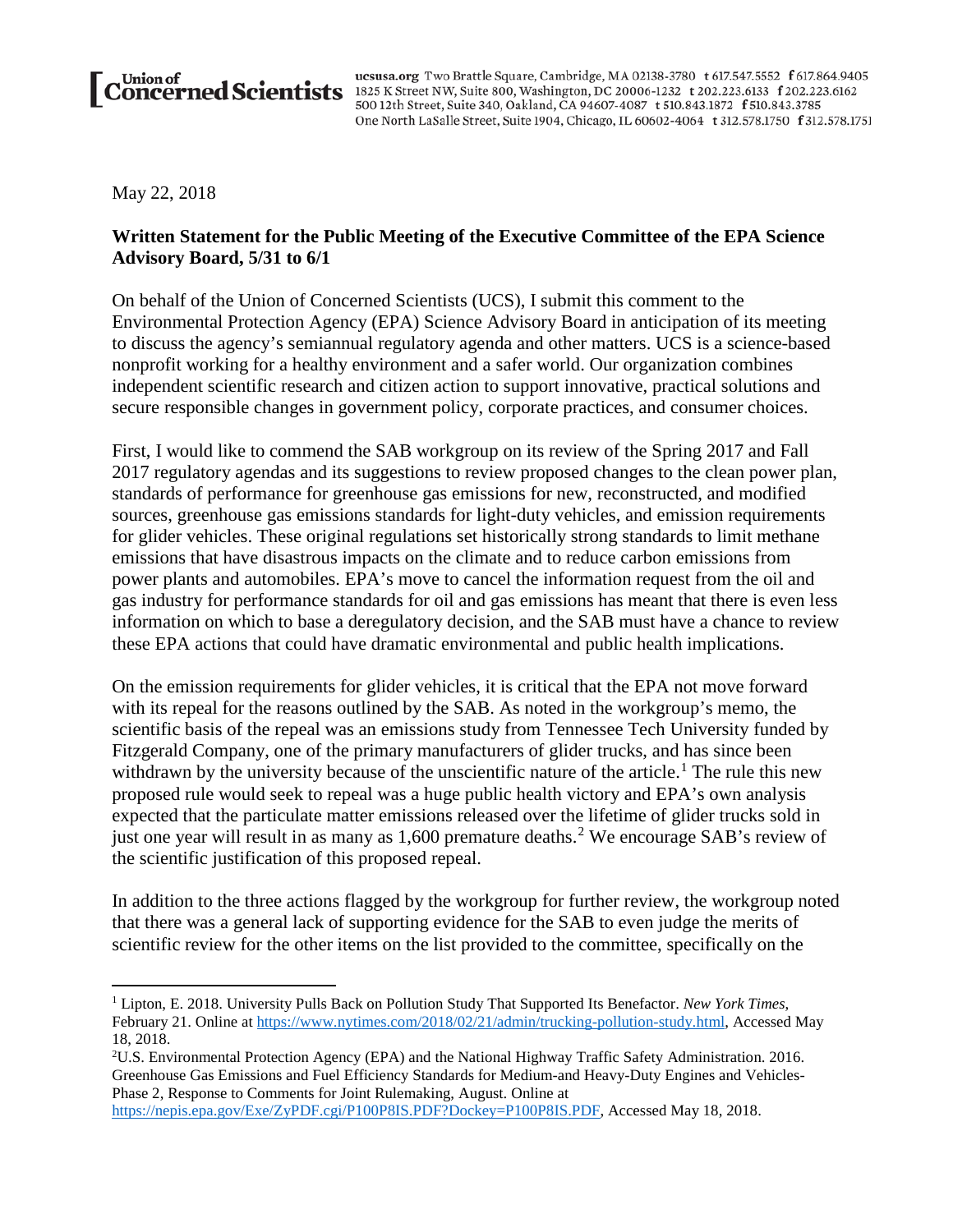**Union of Concerned Scientists**

ucsusa.org Two Brattle Square, Cambridge, MA 02138-3780 t 617.547.5552 f 617.864.9405
1825 K Street NW, Suite 800, Washington, DC 20006-1232 t 202.223.6133 f 202.223.6162
500 12th Street, Suite 340, Oakland, CA 94607-4087 t 510.843.1872 f 510.843.3785
One North LaSalle Street, Suite 1904, Chicago, IL 60602-4064 t 312.578.1750 f 312.578.1751

May 22, 2018

**Written Statement for the Public Meeting of the Executive Committee of the EPA Science Advisory Board, 5/31 to 6/1**

On behalf of the Union of Concerned Scientists (UCS), I submit this comment to the Environmental Protection Agency (EPA) Science Advisory Board in anticipation of its meeting to discuss the agency's semiannual regulatory agenda and other matters. UCS is a science-based nonprofit working for a healthy environment and a safer world. Our organization combines independent scientific research and citizen action to support innovative, practical solutions and secure responsible changes in government policy, corporate practices, and consumer choices.

First, I would like to commend the SAB workgroup on its review of the Spring 2017 and Fall 2017 regulatory agendas and its suggestions to review proposed changes to the clean power plan, standards of performance for greenhouse gas emissions for new, reconstructed, and modified sources, greenhouse gas emissions standards for light-duty vehicles, and emission requirements for glider vehicles. These original regulations set historically strong standards to limit methane emissions that have disastrous impacts on the climate and to reduce carbon emissions from power plants and automobiles. EPA's move to cancel the information request from the oil and gas industry for performance standards for oil and gas emissions has meant that there is even less information on which to base a deregulatory decision, and the SAB must have a chance to review these EPA actions that could have dramatic environmental and public health implications.

On the emission requirements for glider vehicles, it is critical that the EPA not move forward with its repeal for the reasons outlined by the SAB. As noted in the workgroup's memo, the scientific basis of the repeal was an emissions study from Tennessee Tech University funded by Fitzgerald Company, one of the primary manufacturers of glider trucks, and has since been withdrawn by the university because of the unscientific nature of the article.[1] The rule this new proposed rule would seek to repeal was a huge public health victory and EPA's own analysis expected that the particulate matter emissions released over the lifetime of glider trucks sold in just one year will result in as many as 1,600 premature deaths.[2] We encourage SAB's review of the scientific justification of this proposed repeal.

In addition to the three actions flagged by the workgroup for further review, the workgroup noted that there was a general lack of supporting evidence for the SAB to even judge the merits of scientific review for the other items on the list provided to the committee, specifically on the

---

[1] Lipton, E. 2018. University Pulls Back on Pollution Study That Supported Its Benefactor. *New York Times*, February 21. Online at https://www.nytimes.com/2018/02/21/admin/trucking-pollution-study.html, Accessed May 18, 2018.

[2] U.S. Environmental Protection Agency (EPA) and the National Highway Traffic Safety Administration. 2016. Greenhouse Gas Emissions and Fuel Efficiency Standards for Medium-and Heavy-Duty Engines and Vehicles-Phase 2, Response to Comments for Joint Rulemaking, August. Online at https://nepis.epa.gov/Exe/ZyPDF.cgi/P100P8IS.PDF?Dockey=P100P8IS.PDF, Accessed May 18, 2018.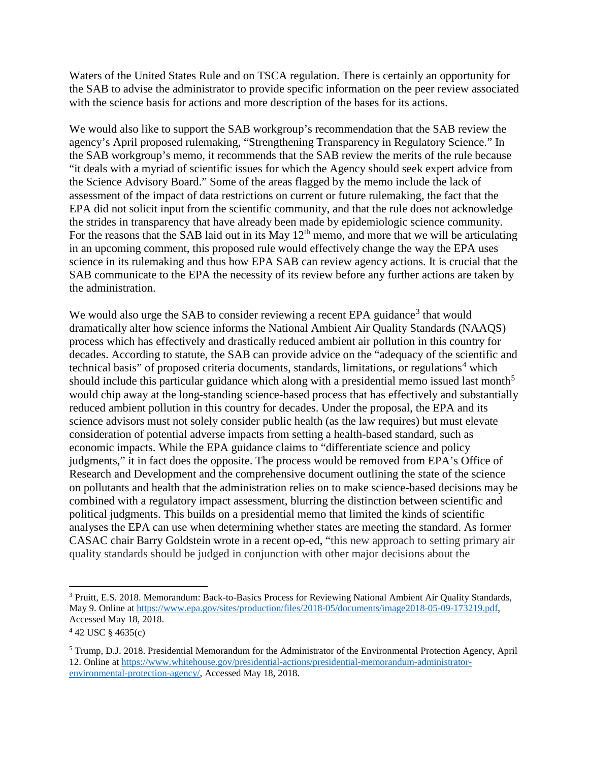Waters of the United States Rule and on TSCA regulation. There is certainly an opportunity for the SAB to advise the administrator to provide specific information on the peer review associated with the science basis for actions and more description of the bases for its actions.

We would also like to support the SAB workgroup's recommendation that the SAB review the agency's April proposed rulemaking, "Strengthening Transparency in Regulatory Science." In the SAB workgroup's memo, it recommends that the SAB review the merits of the rule because "it deals with a myriad of scientific issues for which the Agency should seek expert advice from the Science Advisory Board." Some of the areas flagged by the memo include the lack of assessment of the impact of data restrictions on current or future rulemaking, the fact that the EPA did not solicit input from the scientific community, and that the rule does not acknowledge the strides in transparency that have already been made by epidemiologic science community. For the reasons that the SAB laid out in its May 12th memo, and more that we will be articulating in an upcoming comment, this proposed rule would effectively change the way the EPA uses science in its rulemaking and thus how EPA SAB can review agency actions. It is crucial that the SAB communicate to the EPA the necessity of its review before any further actions are taken by the administration.

We would also urge the SAB to consider reviewing a recent EPA guidance[3] that would dramatically alter how science informs the National Ambient Air Quality Standards (NAAQS) process which has effectively and drastically reduced ambient air pollution in this country for decades. According to statute, the SAB can provide advice on the "adequacy of the scientific and technical basis" of proposed criteria documents, standards, limitations, or regulations[4] which should include this particular guidance which along with a presidential memo issued last month[5] would chip away at the long-standing science-based process that has effectively and substantially reduced ambient pollution in this country for decades. Under the proposal, the EPA and its science advisors must not solely consider public health (as the law requires) but must elevate consideration of potential adverse impacts from setting a health-based standard, such as economic impacts. While the EPA guidance claims to "differentiate science and policy judgments," it in fact does the opposite. The process would be removed from EPA's Office of Research and Development and the comprehensive document outlining the state of the science on pollutants and health that the administration relies on to make science-based decisions may be combined with a regulatory impact assessment, blurring the distinction between scientific and political judgments. This builds on a presidential memo that limited the kinds of scientific analyses the EPA can use when determining whether states are meeting the standard. As former CASAC chair Barry Goldstein wrote in a recent op-ed, "this new approach to setting primary air quality standards should be judged in conjunction with other major decisions about the

---

[3] Pruitt, E.S. 2018. Memorandum: Back-to-Basics Process for Reviewing National Ambient Air Quality Standards, May 9. Online at https://www.epa.gov/sites/production/files/2018-05/documents/image2018-05-09-173219.pdf, Accessed May 18, 2018.

[4] 42 USC § 4635(c)

[5] Trump, D.J. 2018. Presidential Memorandum for the Administrator of the Environmental Protection Agency, April 12. Online at https://www.whitehouse.gov/presidential-actions/presidential-memorandum-administrator-environmental-protection-agency/, Accessed May 18, 2018.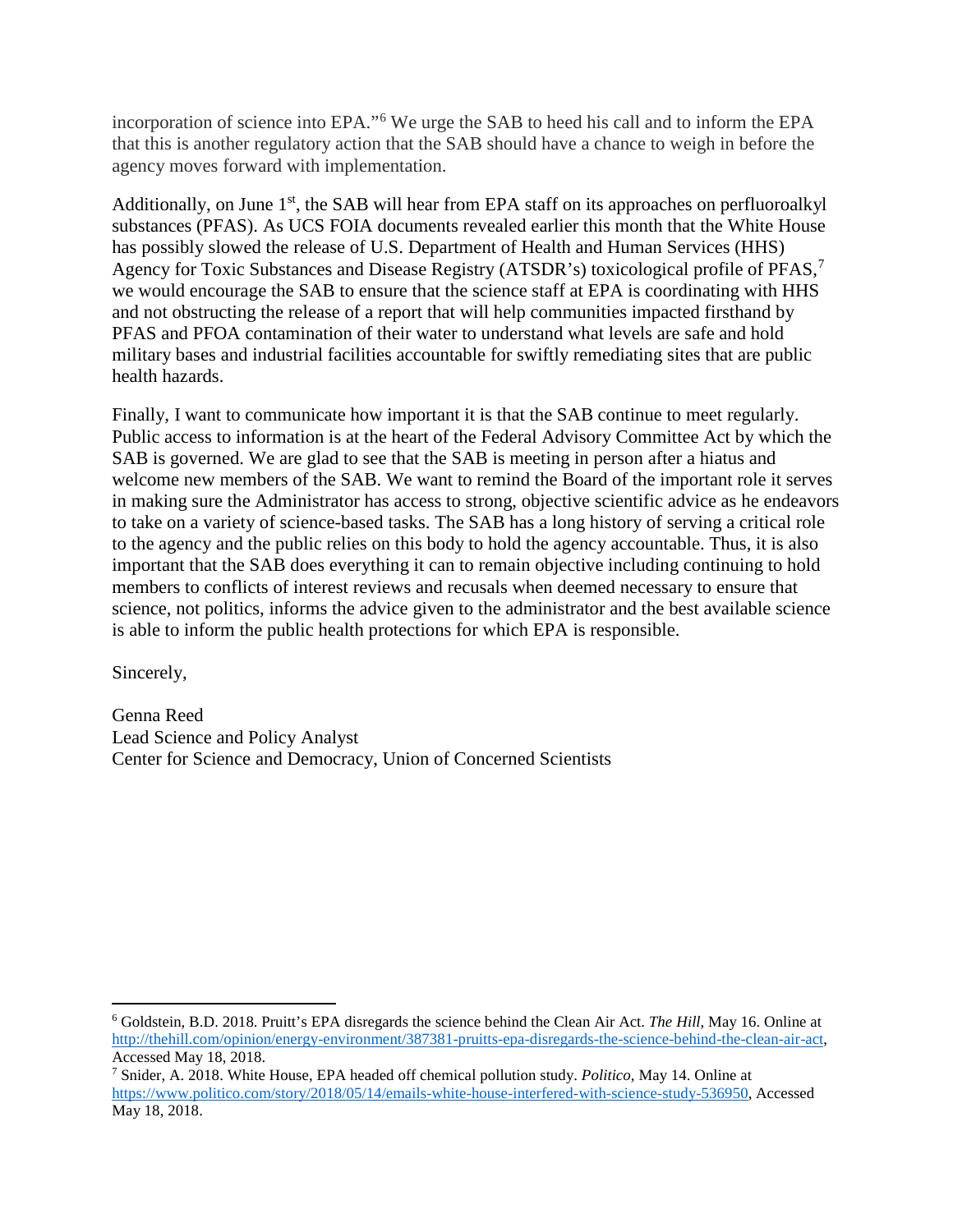incorporation of science into EPA."[6] We urge the SAB to heed his call and to inform the EPA that this is another regulatory action that the SAB should have a chance to weigh in before the agency moves forward with implementation.

Additionally, on June 1st, the SAB will hear from EPA staff on its approaches on perfluoroalkyl substances (PFAS). As UCS FOIA documents revealed earlier this month that the White House has possibly slowed the release of U.S. Department of Health and Human Services (HHS) Agency for Toxic Substances and Disease Registry (ATSDR's) toxicological profile of PFAS,[7] we would encourage the SAB to ensure that the science staff at EPA is coordinating with HHS and not obstructing the release of a report that will help communities impacted firsthand by PFAS and PFOA contamination of their water to understand what levels are safe and hold military bases and industrial facilities accountable for swiftly remediating sites that are public health hazards.

Finally, I want to communicate how important it is that the SAB continue to meet regularly. Public access to information is at the heart of the Federal Advisory Committee Act by which the SAB is governed. We are glad to see that the SAB is meeting in person after a hiatus and welcome new members of the SAB. We want to remind the Board of the important role it serves in making sure the Administrator has access to strong, objective scientific advice as he endeavors to take on a variety of science-based tasks. The SAB has a long history of serving a critical role to the agency and the public relies on this body to hold the agency accountable. Thus, it is also important that the SAB does everything it can to remain objective including continuing to hold members to conflicts of interest reviews and recusals when deemed necessary to ensure that science, not politics, informs the advice given to the administrator and the best available science is able to inform the public health protections for which EPA is responsible.

Sincerely,

Genna Reed
Lead Science and Policy Analyst
Center for Science and Democracy, Union of Concerned Scientists

---

[6] Goldstein, B.D. 2018. Pruitt's EPA disregards the science behind the Clean Air Act. *The Hill*, May 16. Online at http://thehill.com/opinion/energy-environment/387381-pruitts-epa-disregards-the-science-behind-the-clean-air-act, Accessed May 18, 2018.

[7] Snider, A. 2018. White House, EPA headed off chemical pollution study. *Politico*, May 14. Online at https://www.politico.com/story/2018/05/14/emails-white-house-interfered-with-science-study-536950, Accessed May 18, 2018.